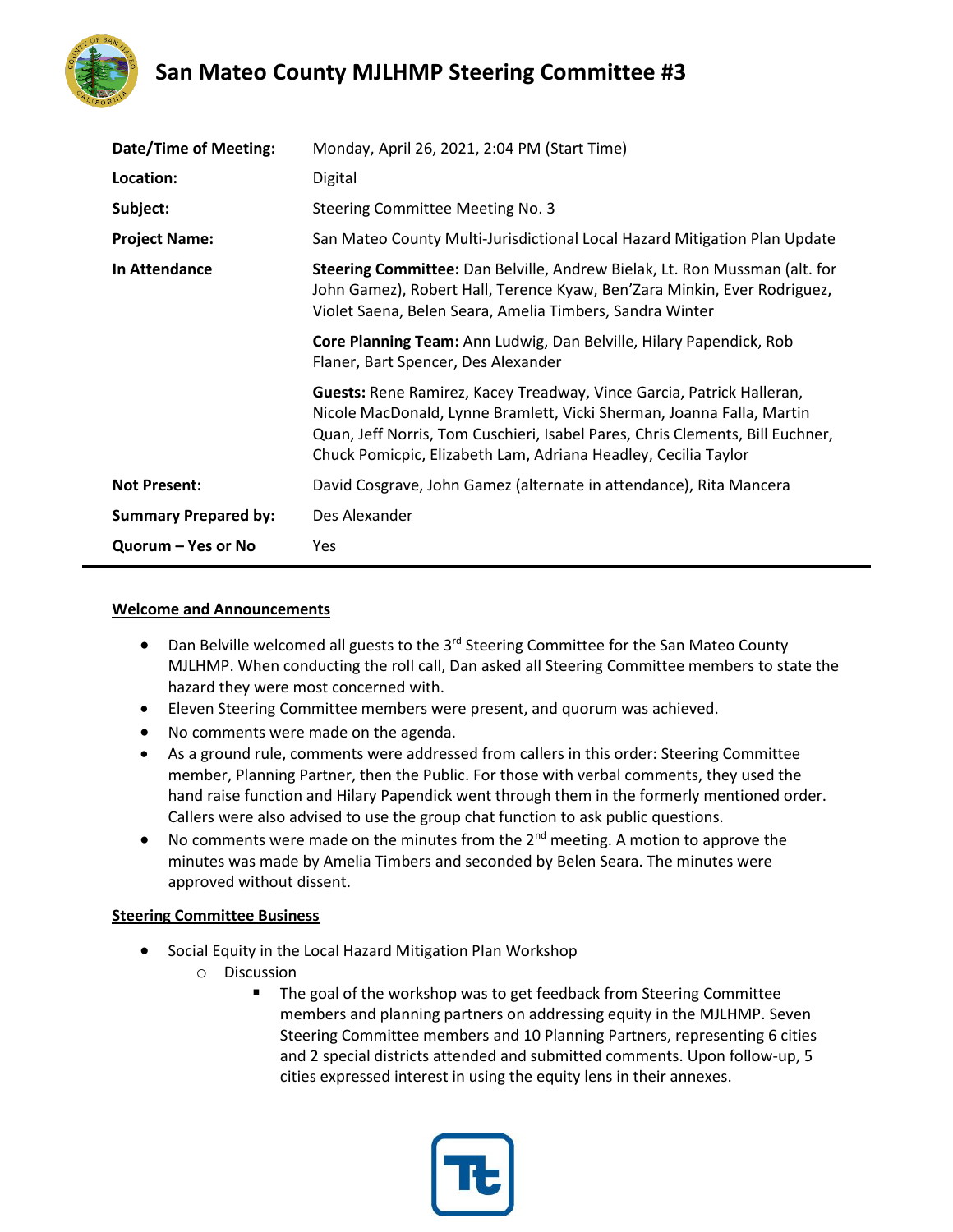# San Mateo County MJLHMP Steering Committee #3

| | |
|---|---|
| **Date/Time of Meeting:** | Monday, April 26, 2021, 2:04 PM (Start Time) |
| **Location:** | Digital |
| **Subject:** | Steering Committee Meeting No. 3 |
| **Project Name:** | San Mateo County Multi-Jurisdictional Local Hazard Mitigation Plan Update |
| **In Attendance** | **Steering Committee:** Dan Belville, Andrew Bielak, Lt. Ron Mussman (alt. for John Gamez), Robert Hall, Terence Kyaw, Ben'Zara Minkin, Ever Rodriguez, Violet Saena, Belen Seara, Amelia Timbers, Sandra Winter |
| | **Core Planning Team:** Ann Ludwig, Dan Belville, Hilary Papendick, Rob Flaner, Bart Spencer, Des Alexander |
| | **Guests:** Rene Ramirez, Kacey Treadway, Vince Garcia, Patrick Halleran, Nicole MacDonald, Lynne Bramlett, Vicki Sherman, Joanna Falla, Martin Quan, Jeff Norris, Tom Cuschieri, Isabel Pares, Chris Clements, Bill Euchner, Chuck Pomicpic, Elizabeth Lam, Adriana Headley, Cecilia Taylor |
| **Not Present:** | David Cosgrave, John Gamez (alternate in attendance), Rita Mancera |
| **Summary Prepared by:** | Des Alexander |
| **Quorum – Yes or No** | Yes |

## Welcome and Announcements

- Dan Belville welcomed all guests to the 3rd Steering Committee for the San Mateo County MJLHMP. When conducting the roll call, Dan asked all Steering Committee members to state the hazard they were most concerned with.
- Eleven Steering Committee members were present, and quorum was achieved.
- No comments were made on the agenda.
- As a ground rule, comments were addressed from callers in this order: Steering Committee member, Planning Partner, then the Public. For those with verbal comments, they used the hand raise function and Hilary Papendick went through them in the formerly mentioned order. Callers were also advised to use the group chat function to ask public questions.
- No comments were made on the minutes from the 2nd meeting. A motion to approve the minutes was made by Amelia Timbers and seconded by Belen Seara. The minutes were approved without dissent.

## Steering Committee Business

- Social Equity in the Local Hazard Mitigation Plan Workshop
  - Discussion
    - The goal of the workshop was to get feedback from Steering Committee members and planning partners on addressing equity in the MJLHMP. Seven Steering Committee members and 10 Planning Partners, representing 6 cities and 2 special districts attended and submitted comments. Upon follow-up, 5 cities expressed interest in using the equity lens in their annexes.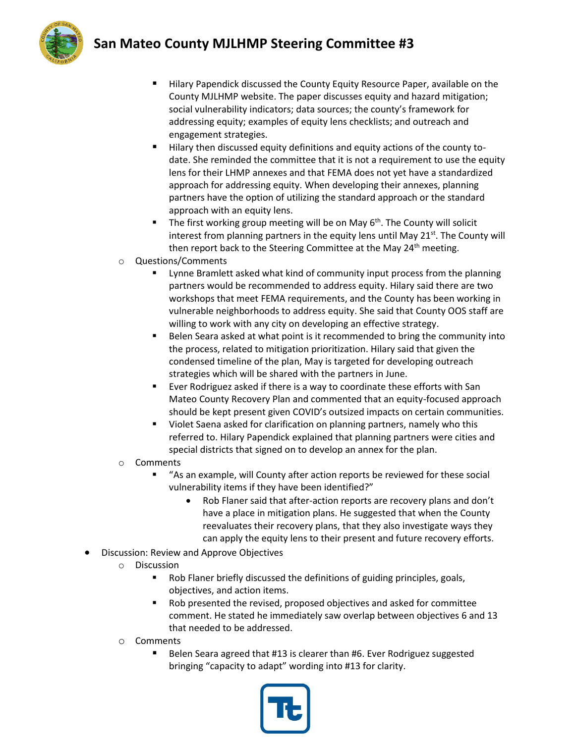- Hilary Papendick discussed the County Equity Resource Paper, available on the County MJLHMP website. The paper discusses equity and hazard mitigation; social vulnerability indicators; data sources; the county's framework for addressing equity; examples of equity lens checklists; and outreach and engagement strategies.
- Hilary then discussed equity definitions and equity actions of the county to-date. She reminded the committee that it is not a requirement to use the equity lens for their LHMP annexes and that FEMA does not yet have a standardized approach for addressing equity. When developing their annexes, planning partners have the option of utilizing the standard approach or the standard approach with an equity lens.
- The first working group meeting will be on May 6th. The County will solicit interest from planning partners in the equity lens until May 21st. The County will then report back to the Steering Committee at the May 24th meeting.

- Questions/Comments
    - Lynne Bramlett asked what kind of community input process from the planning partners would be recommended to address equity. Hilary said there are two workshops that meet FEMA requirements, and the County has been working in vulnerable neighborhoods to address equity. She said that County OOS staff are willing to work with any city on developing an effective strategy.
    - Belen Seara asked at what point is it recommended to bring the community into the process, related to mitigation prioritization. Hilary said that given the condensed timeline of the plan, May is targeted for developing outreach strategies which will be shared with the partners in June.
    - Ever Rodriguez asked if there is a way to coordinate these efforts with San Mateo County Recovery Plan and commented that an equity-focused approach should be kept present given COVID's outsized impacts on certain communities.
    - Violet Saena asked for clarification on planning partners, namely who this referred to. Hilary Papendick explained that planning partners were cities and special districts that signed on to develop an annex for the plan.
- Comments
    - "As an example, will County after action reports be reviewed for these social vulnerability items if they have been identified?"
        - Rob Flaner said that after-action reports are recovery plans and don't have a place in mitigation plans. He suggested that when the County reevaluates their recovery plans, that they also investigate ways they can apply the equity lens to their present and future recovery efforts.

- Discussion: Review and Approve Objectives
    - Discussion
        - Rob Flaner briefly discussed the definitions of guiding principles, goals, objectives, and action items.
        - Rob presented the revised, proposed objectives and asked for committee comment. He stated he immediately saw overlap between objectives 6 and 13 that needed to be addressed.
    - Comments
        - Belen Seara agreed that #13 is clearer than #6. Ever Rodriguez suggested bringing "capacity to adapt" wording into #13 for clarity.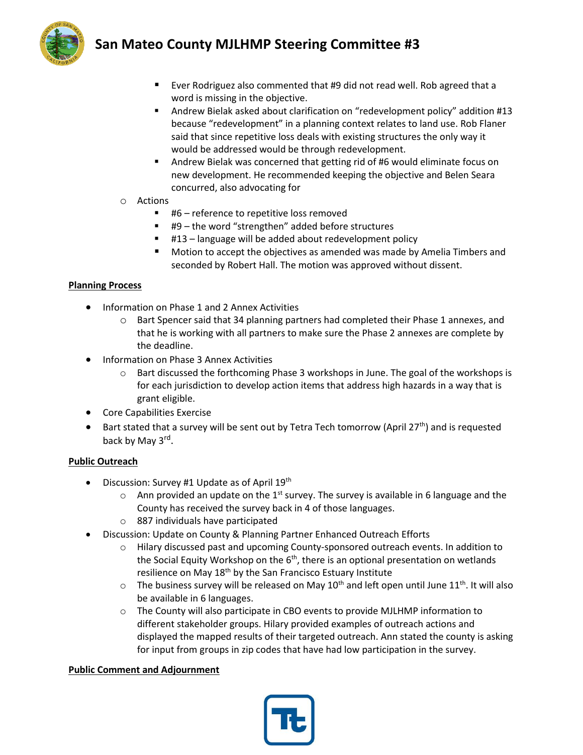- Ever Rodriguez also commented that #9 did not read well. Rob agreed that a word is missing in the objective.
    - Andrew Bielak asked about clarification on "redevelopment policy" addition #13 because "redevelopment" in a planning context relates to land use. Rob Flaner said that since repetitive loss deals with existing structures the only way it would be addressed would be through redevelopment.
    - Andrew Bielak was concerned that getting rid of #6 would eliminate focus on new development. He recommended keeping the objective and Belen Seara concurred, also advocating for
- Actions
    - #6 – reference to repetitive loss removed
    - #9 – the word "strengthen" added before structures
    - #13 – language will be added about redevelopment policy
    - Motion to accept the objectives as amended was made by Amelia Timbers and seconded by Robert Hall. The motion was approved without dissent.

**Planning Process**

- Information on Phase 1 and 2 Annex Activities
    - Bart Spencer said that 34 planning partners had completed their Phase 1 annexes, and that he is working with all partners to make sure the Phase 2 annexes are complete by the deadline.
- Information on Phase 3 Annex Activities
    - Bart discussed the forthcoming Phase 3 workshops in June. The goal of the workshops is for each jurisdiction to develop action items that address high hazards in a way that is grant eligible.
- Core Capabilities Exercise
- Bart stated that a survey will be sent out by Tetra Tech tomorrow (April 27th) and is requested back by May 3rd.

**Public Outreach**

- Discussion: Survey #1 Update as of April 19th
    - Ann provided an update on the 1st survey. The survey is available in 6 language and the County has received the survey back in 4 of those languages.
    - 887 individuals have participated
- Discussion: Update on County & Planning Partner Enhanced Outreach Efforts
    - Hilary discussed past and upcoming County-sponsored outreach events. In addition to the Social Equity Workshop on the 6th, there is an optional presentation on wetlands resilience on May 18th by the San Francisco Estuary Institute
    - The business survey will be released on May 10th and left open until June 11th. It will also be available in 6 languages.
    - The County will also participate in CBO events to provide MJLHMP information to different stakeholder groups. Hilary provided examples of outreach actions and displayed the mapped results of their targeted outreach. Ann stated the county is asking for input from groups in zip codes that have had low participation in the survey.

**Public Comment and Adjournment**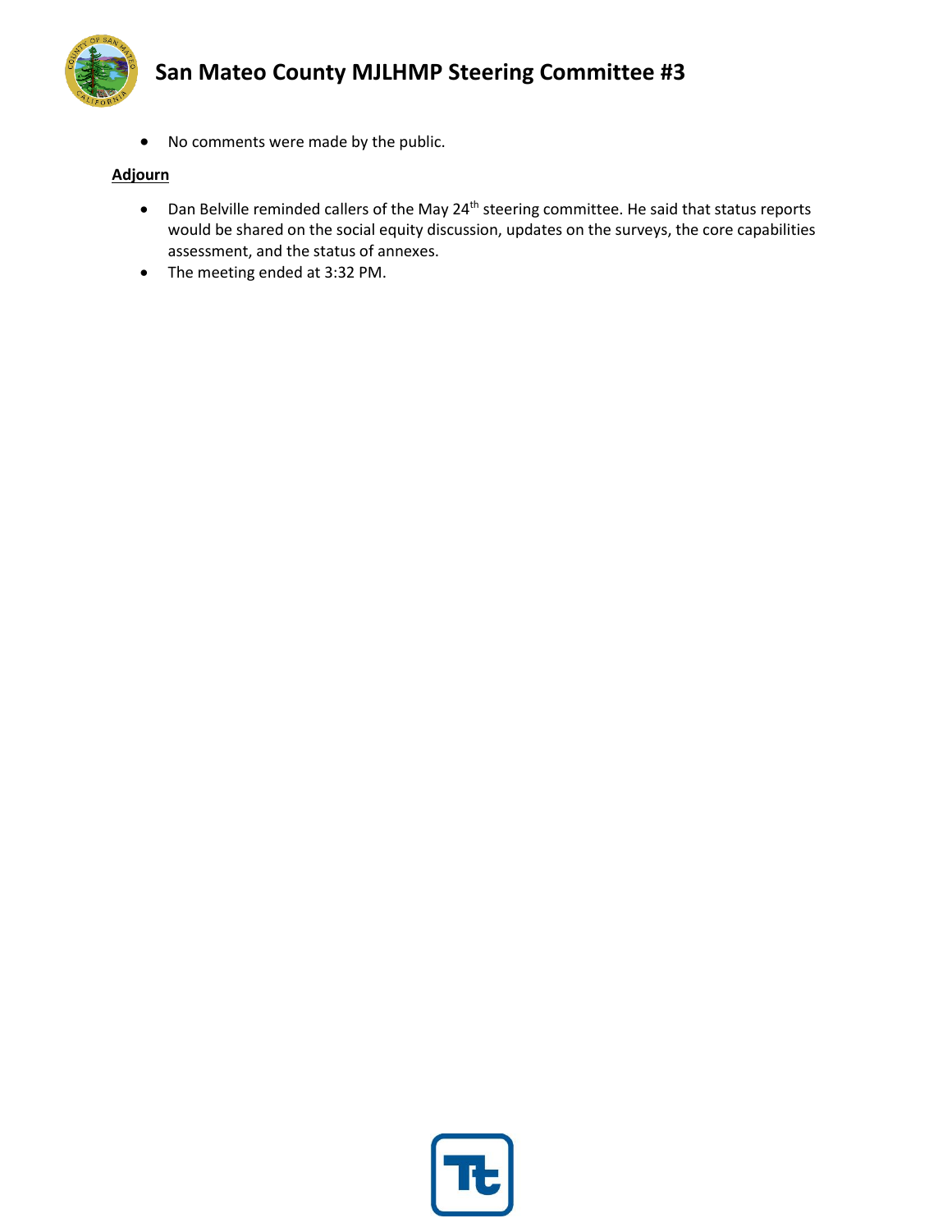- No comments were made by the public.

**Adjourn**

- Dan Belville reminded callers of the May 24th steering committee. He said that status reports would be shared on the social equity discussion, updates on the surveys, the core capabilities assessment, and the status of annexes.
- The meeting ended at 3:32 PM.